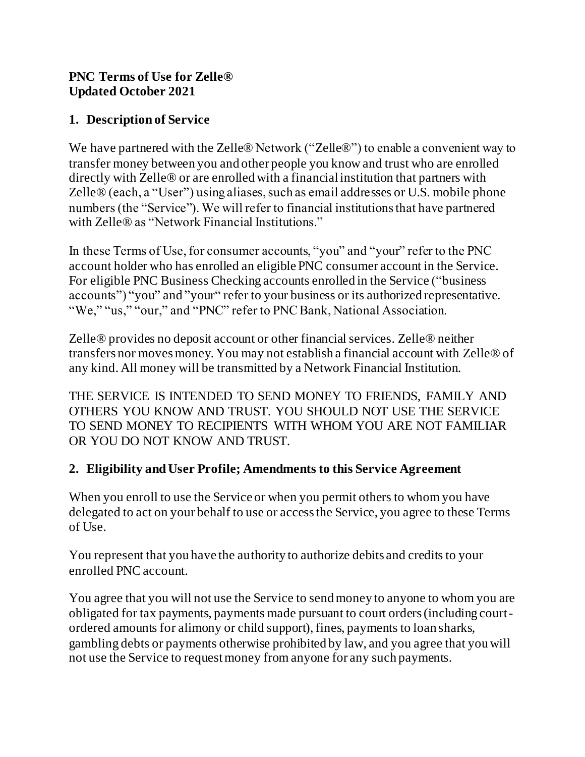**PNC Terms of Use for Zelle®**
**Updated October 2021**

## 1. Description of Service

We have partnered with the Zelle® Network ("Zelle®") to enable a convenient way to transfer money between you and other people you know and trust who are enrolled directly with Zelle® or are enrolled with a financial institution that partners with Zelle® (each, a "User") using aliases, such as email addresses or U.S. mobile phone numbers (the "Service"). We will refer to financial institutions that have partnered with Zelle® as "Network Financial Institutions."

In these Terms of Use, for consumer accounts, "you" and "your" refer to the PNC account holder who has enrolled an eligible PNC consumer account in the Service. For eligible PNC Business Checking accounts enrolled in the Service ("business accounts") "you" and "your" refer to your business or its authorized representative. "We," "us," "our," and "PNC" refer to PNC Bank, National Association.

Zelle® provides no deposit account or other financial services. Zelle® neither transfers nor moves money. You may not establish a financial account with Zelle® of any kind. All money will be transmitted by a Network Financial Institution.

THE SERVICE IS INTENDED TO SEND MONEY TO FRIENDS, FAMILY AND OTHERS YOU KNOW AND TRUST. YOU SHOULD NOT USE THE SERVICE TO SEND MONEY TO RECIPIENTS WITH WHOM YOU ARE NOT FAMILIAR OR YOU DO NOT KNOW AND TRUST.

## 2. Eligibility and User Profile; Amendments to this Service Agreement

When you enroll to use the Service or when you permit others to whom you have delegated to act on your behalf to use or access the Service, you agree to these Terms of Use.

You represent that you have the authority to authorize debits and credits to your enrolled PNC account.

You agree that you will not use the Service to send money to anyone to whom you are obligated for tax payments, payments made pursuant to court orders (including court-ordered amounts for alimony or child support), fines, payments to loan sharks, gambling debts or payments otherwise prohibited by law, and you agree that you will not use the Service to request money from anyone for any such payments.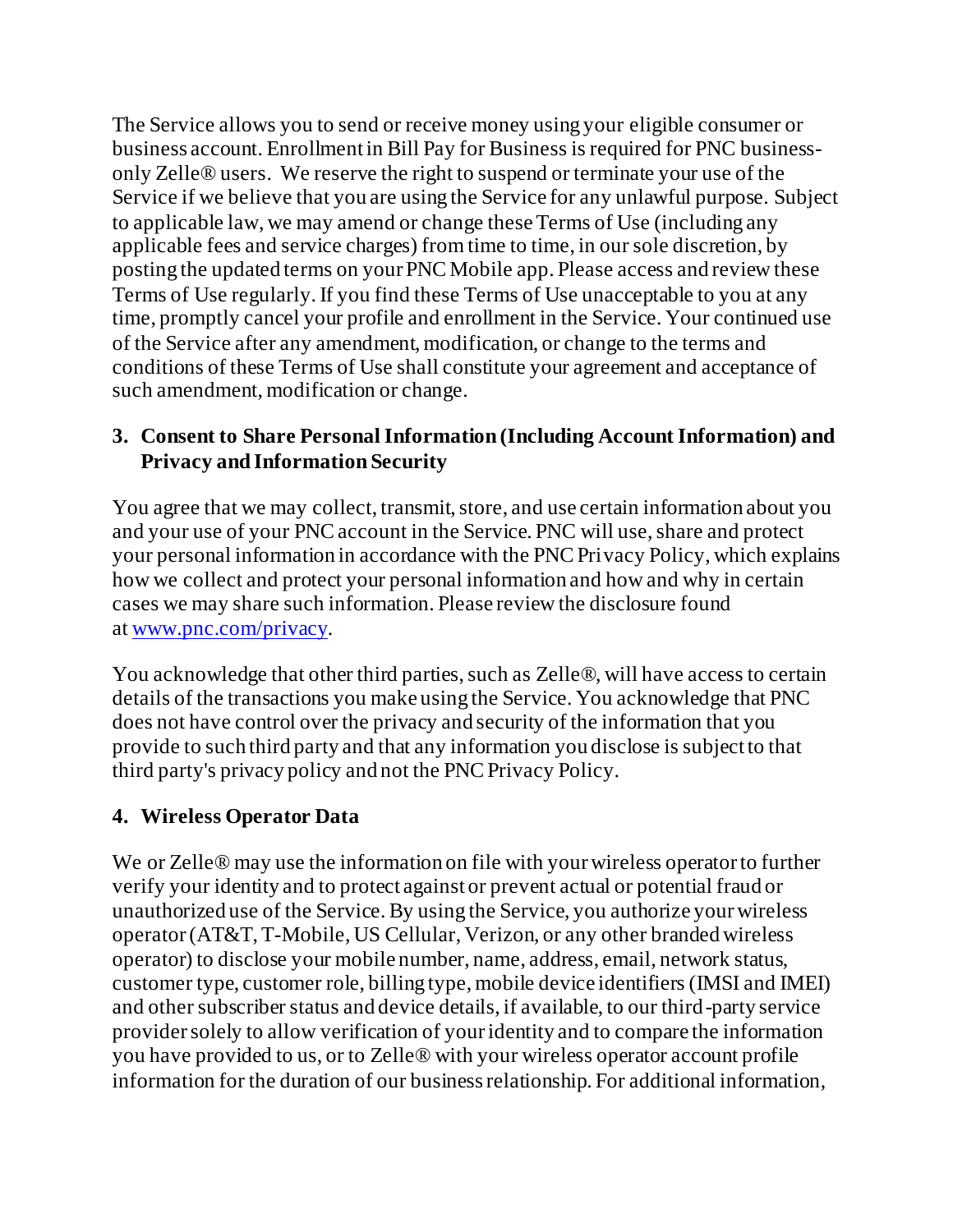The Service allows you to send or receive money using your eligible consumer or business account. Enrollment in Bill Pay for Business is required for PNC business-only Zelle® users. We reserve the right to suspend or terminate your use of the Service if we believe that you are using the Service for any unlawful purpose. Subject to applicable law, we may amend or change these Terms of Use (including any applicable fees and service charges) from time to time, in our sole discretion, by posting the updated terms on your PNC Mobile app. Please access and review these Terms of Use regularly. If you find these Terms of Use unacceptable to you at any time, promptly cancel your profile and enrollment in the Service. Your continued use of the Service after any amendment, modification, or change to the terms and conditions of these Terms of Use shall constitute your agreement and acceptance of such amendment, modification or change.

### 3. Consent to Share Personal Information (Including Account Information) and Privacy and Information Security

You agree that we may collect, transmit, store, and use certain information about you and your use of your PNC account in the Service. PNC will use, share and protect your personal information in accordance with the PNC Privacy Policy, which explains how we collect and protect your personal information and how and why in certain cases we may share such information. Please review the disclosure found at [www.pnc.com/privacy](http://www.pnc.com/privacy).

You acknowledge that other third parties, such as Zelle®, will have access to certain details of the transactions you make using the Service. You acknowledge that PNC does not have control over the privacy and security of the information that you provide to such third party and that any information you disclose is subject to that third party's privacy policy and not the PNC Privacy Policy.

### 4. Wireless Operator Data

We or Zelle® may use the information on file with your wireless operator to further verify your identity and to protect against or prevent actual or potential fraud or unauthorized use of the Service. By using the Service, you authorize your wireless operator (AT&T, T-Mobile, US Cellular, Verizon, or any other branded wireless operator) to disclose your mobile number, name, address, email, network status, customer type, customer role, billing type, mobile device identifiers (IMSI and IMEI) and other subscriber status and device details, if available, to our third-party service provider solely to allow verification of your identity and to compare the information you have provided to us, or to Zelle® with your wireless operator account profile information for the duration of our business relationship. For additional information,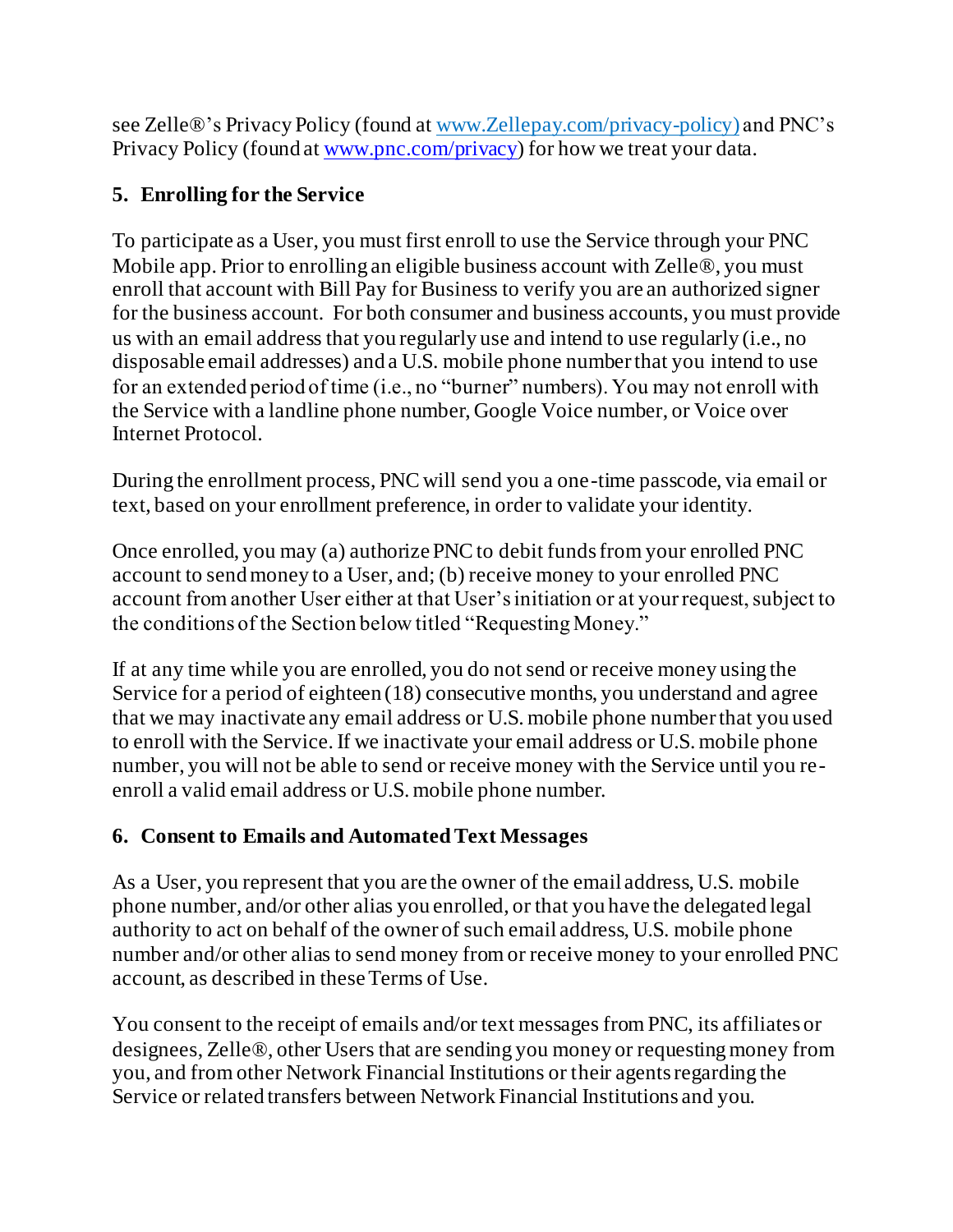see Zelle®'s Privacy Policy (found at [www.Zellepay.com/privacy-policy)](www.Zellepay.com/privacy-policy) and PNC's Privacy Policy (found at [www.pnc.com/privacy](www.pnc.com/privacy)) for how we treat your data.

## 5. Enrolling for the Service

To participate as a User, you must first enroll to use the Service through your PNC Mobile app. Prior to enrolling an eligible business account with Zelle®, you must enroll that account with Bill Pay for Business to verify you are an authorized signer for the business account. For both consumer and business accounts, you must provide us with an email address that you regularly use and intend to use regularly (i.e., no disposable email addresses) and a U.S. mobile phone number that you intend to use for an extended period of time (i.e., no "burner" numbers). You may not enroll with the Service with a landline phone number, Google Voice number, or Voice over Internet Protocol.

During the enrollment process, PNC will send you a one-time passcode, via email or text, based on your enrollment preference, in order to validate your identity.

Once enrolled, you may (a) authorize PNC to debit funds from your enrolled PNC account to send money to a User, and; (b) receive money to your enrolled PNC account from another User either at that User's initiation or at your request, subject to the conditions of the Section below titled "Requesting Money."

If at any time while you are enrolled, you do not send or receive money using the Service for a period of eighteen (18) consecutive months, you understand and agree that we may inactivate any email address or U.S. mobile phone number that you used to enroll with the Service. If we inactivate your email address or U.S. mobile phone number, you will not be able to send or receive money with the Service until you re-enroll a valid email address or U.S. mobile phone number.

## 6. Consent to Emails and Automated Text Messages

As a User, you represent that you are the owner of the email address, U.S. mobile phone number, and/or other alias you enrolled, or that you have the delegated legal authority to act on behalf of the owner of such email address, U.S. mobile phone number and/or other alias to send money from or receive money to your enrolled PNC account, as described in these Terms of Use.

You consent to the receipt of emails and/or text messages from PNC, its affiliates or designees, Zelle®, other Users that are sending you money or requesting money from you, and from other Network Financial Institutions or their agents regarding the Service or related transfers between Network Financial Institutions and you.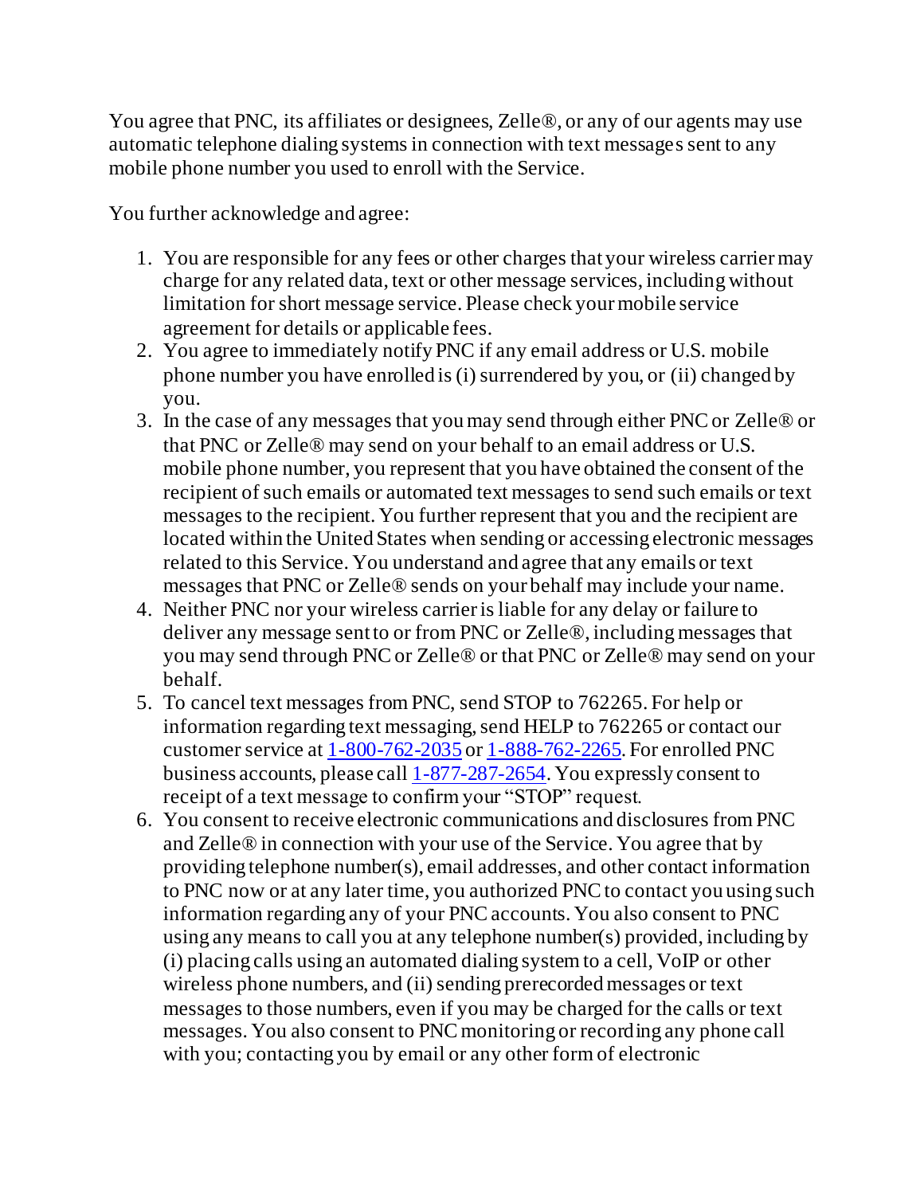You agree that PNC, its affiliates or designees, Zelle®, or any of our agents may use automatic telephone dialing systems in connection with text messages sent to any mobile phone number you used to enroll with the Service.

You further acknowledge and agree:

1. You are responsible for any fees or other charges that your wireless carrier may charge for any related data, text or other message services, including without limitation for short message service. Please check your mobile service agreement for details or applicable fees.
2. You agree to immediately notify PNC if any email address or U.S. mobile phone number you have enrolled is (i) surrendered by you, or (ii) changed by you.
3. In the case of any messages that you may send through either PNC or Zelle® or that PNC or Zelle® may send on your behalf to an email address or U.S. mobile phone number, you represent that you have obtained the consent of the recipient of such emails or automated text messages to send such emails or text messages to the recipient. You further represent that you and the recipient are located within the United States when sending or accessing electronic messages related to this Service. You understand and agree that any emails or text messages that PNC or Zelle® sends on your behalf may include your name.
4. Neither PNC nor your wireless carrier is liable for any delay or failure to deliver any message sent to or from PNC or Zelle®, including messages that you may send through PNC or Zelle® or that PNC or Zelle® may send on your behalf.
5. To cancel text messages from PNC, send STOP to 762265. For help or information regarding text messaging, send HELP to 762265 or contact our customer service at 1-800-762-2035 or 1-888-762-2265. For enrolled PNC business accounts, please call 1-877-287-2654. You expressly consent to receipt of a text message to confirm your "STOP" request.
6. You consent to receive electronic communications and disclosures from PNC and Zelle® in connection with your use of the Service. You agree that by providing telephone number(s), email addresses, and other contact information to PNC now or at any later time, you authorized PNC to contact you using such information regarding any of your PNC accounts. You also consent to PNC using any means to call you at any telephone number(s) provided, including by (i) placing calls using an automated dialing system to a cell, VoIP or other wireless phone numbers, and (ii) sending prerecorded messages or text messages to those numbers, even if you may be charged for the calls or text messages. You also consent to PNC monitoring or recording any phone call with you; contacting you by email or any other form of electronic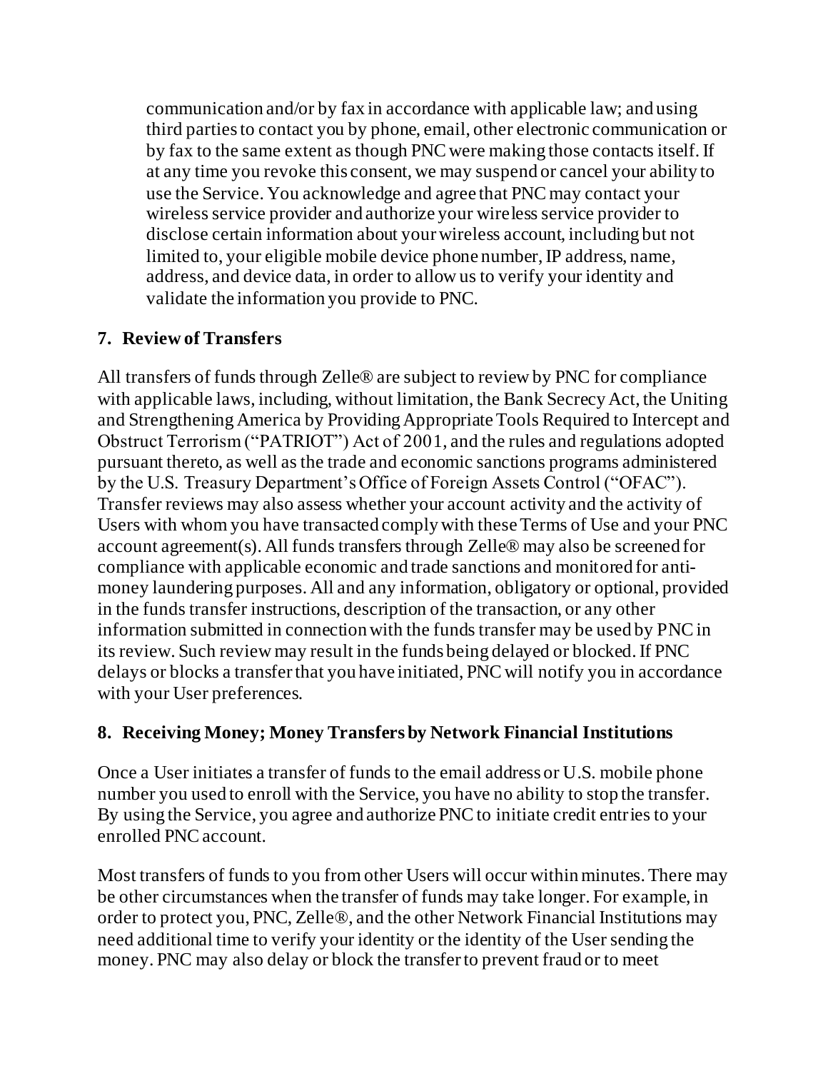communication and/or by fax in accordance with applicable law; and using third parties to contact you by phone, email, other electronic communication or by fax to the same extent as though PNC were making those contacts itself. If at any time you revoke this consent, we may suspend or cancel your ability to use the Service. You acknowledge and agree that PNC may contact your wireless service provider and authorize your wireless service provider to disclose certain information about your wireless account, including but not limited to, your eligible mobile device phone number, IP address, name, address, and device data, in order to allow us to verify your identity and validate the information you provide to PNC.

## 7. Review of Transfers

All transfers of funds through Zelle® are subject to review by PNC for compliance with applicable laws, including, without limitation, the Bank Secrecy Act, the Uniting and Strengthening America by Providing Appropriate Tools Required to Intercept and Obstruct Terrorism ("PATRIOT") Act of 2001, and the rules and regulations adopted pursuant thereto, as well as the trade and economic sanctions programs administered by the U.S. Treasury Department's Office of Foreign Assets Control ("OFAC"). Transfer reviews may also assess whether your account activity and the activity of Users with whom you have transacted comply with these Terms of Use and your PNC account agreement(s). All funds transfers through Zelle® may also be screened for compliance with applicable economic and trade sanctions and monitored for anti-money laundering purposes. All and any information, obligatory or optional, provided in the funds transfer instructions, description of the transaction, or any other information submitted in connection with the funds transfer may be used by PNC in its review. Such review may result in the funds being delayed or blocked. If PNC delays or blocks a transfer that you have initiated, PNC will notify you in accordance with your User preferences.

## 8. Receiving Money; Money Transfers by Network Financial Institutions

Once a User initiates a transfer of funds to the email address or U.S. mobile phone number you used to enroll with the Service, you have no ability to stop the transfer. By using the Service, you agree and authorize PNC to initiate credit entries to your enrolled PNC account.

Most transfers of funds to you from other Users will occur within minutes. There may be other circumstances when the transfer of funds may take longer. For example, in order to protect you, PNC, Zelle®, and the other Network Financial Institutions may need additional time to verify your identity or the identity of the User sending the money. PNC may also delay or block the transfer to prevent fraud or to meet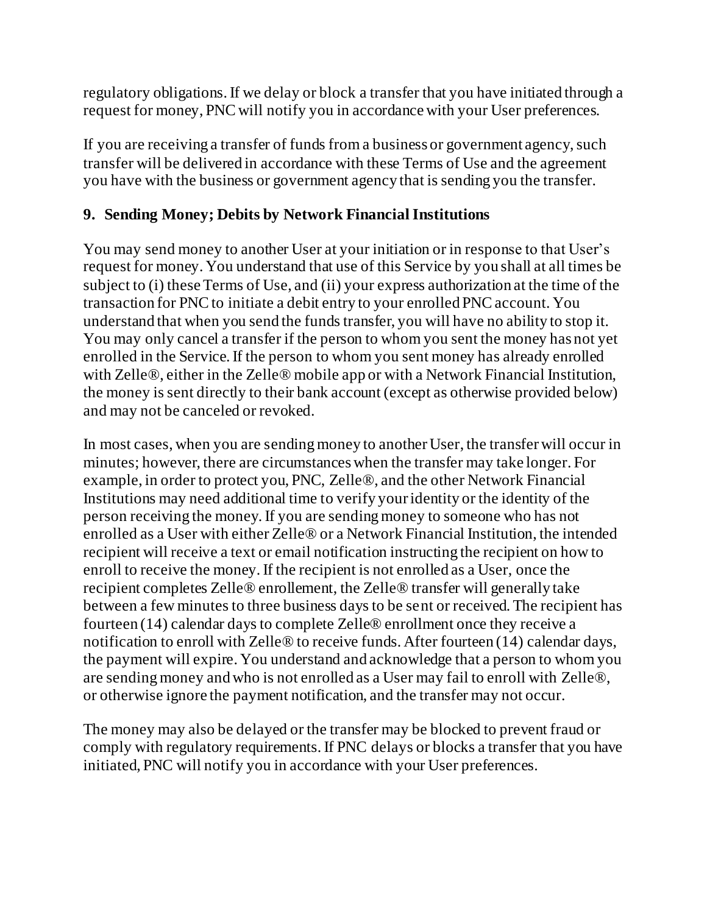regulatory obligations. If we delay or block a transfer that you have initiated through a request for money, PNC will notify you in accordance with your User preferences.

If you are receiving a transfer of funds from a business or government agency, such transfer will be delivered in accordance with these Terms of Use and the agreement you have with the business or government agency that is sending you the transfer.

## 9. Sending Money; Debits by Network Financial Institutions

You may send money to another User at your initiation or in response to that User's request for money. You understand that use of this Service by you shall at all times be subject to (i) these Terms of Use, and (ii) your express authorization at the time of the transaction for PNC to initiate a debit entry to your enrolled PNC account. You understand that when you send the funds transfer, you will have no ability to stop it. You may only cancel a transfer if the person to whom you sent the money has not yet enrolled in the Service. If the person to whom you sent money has already enrolled with Zelle®, either in the Zelle® mobile app or with a Network Financial Institution, the money is sent directly to their bank account (except as otherwise provided below) and may not be canceled or revoked.

In most cases, when you are sending money to another User, the transfer will occur in minutes; however, there are circumstances when the transfer may take longer. For example, in order to protect you, PNC, Zelle®, and the other Network Financial Institutions may need additional time to verify your identity or the identity of the person receiving the money. If you are sending money to someone who has not enrolled as a User with either Zelle® or a Network Financial Institution, the intended recipient will receive a text or email notification instructing the recipient on how to enroll to receive the money. If the recipient is not enrolled as a User, once the recipient completes Zelle® enrollement, the Zelle® transfer will generally take between a few minutes to three business days to be sent or received. The recipient has fourteen (14) calendar days to complete Zelle® enrollment once they receive a notification to enroll with Zelle® to receive funds. After fourteen (14) calendar days, the payment will expire. You understand and acknowledge that a person to whom you are sending money and who is not enrolled as a User may fail to enroll with Zelle®, or otherwise ignore the payment notification, and the transfer may not occur.

The money may also be delayed or the transfer may be blocked to prevent fraud or comply with regulatory requirements. If PNC delays or blocks a transfer that you have initiated, PNC will notify you in accordance with your User preferences.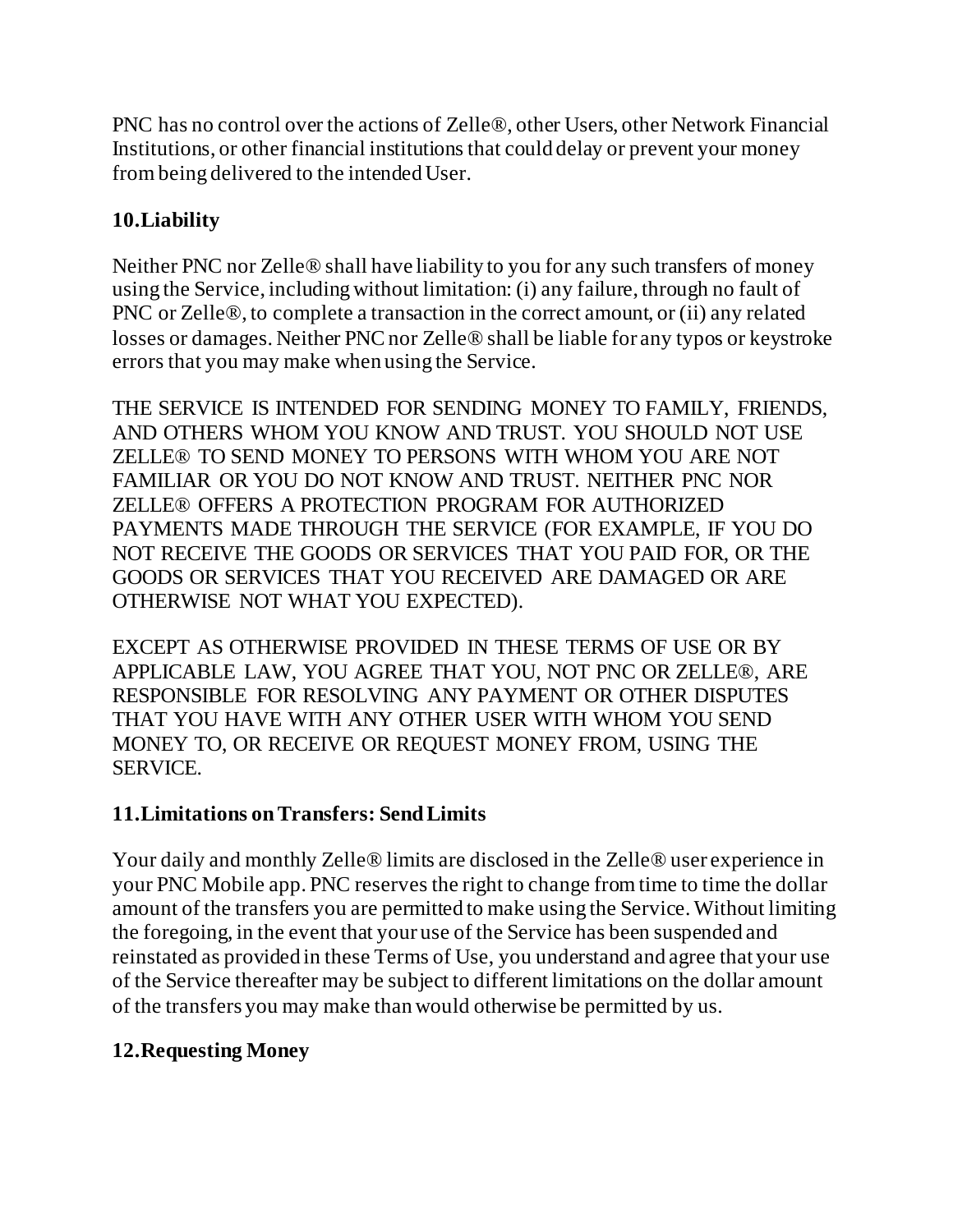PNC has no control over the actions of Zelle®, other Users, other Network Financial Institutions, or other financial institutions that could delay or prevent your money from being delivered to the intended User.

## 10.Liability

Neither PNC nor Zelle® shall have liability to you for any such transfers of money using the Service, including without limitation: (i) any failure, through no fault of PNC or Zelle®, to complete a transaction in the correct amount, or (ii) any related losses or damages. Neither PNC nor Zelle® shall be liable for any typos or keystroke errors that you may make when using the Service.

THE SERVICE IS INTENDED FOR SENDING MONEY TO FAMILY, FRIENDS, AND OTHERS WHOM YOU KNOW AND TRUST. YOU SHOULD NOT USE ZELLE® TO SEND MONEY TO PERSONS WITH WHOM YOU ARE NOT FAMILIAR OR YOU DO NOT KNOW AND TRUST. NEITHER PNC NOR ZELLE® OFFERS A PROTECTION PROGRAM FOR AUTHORIZED PAYMENTS MADE THROUGH THE SERVICE (FOR EXAMPLE, IF YOU DO NOT RECEIVE THE GOODS OR SERVICES THAT YOU PAID FOR, OR THE GOODS OR SERVICES THAT YOU RECEIVED ARE DAMAGED OR ARE OTHERWISE NOT WHAT YOU EXPECTED).

EXCEPT AS OTHERWISE PROVIDED IN THESE TERMS OF USE OR BY APPLICABLE LAW, YOU AGREE THAT YOU, NOT PNC OR ZELLE®, ARE RESPONSIBLE FOR RESOLVING ANY PAYMENT OR OTHER DISPUTES THAT YOU HAVE WITH ANY OTHER USER WITH WHOM YOU SEND MONEY TO, OR RECEIVE OR REQUEST MONEY FROM, USING THE SERVICE.

## 11.Limitations on Transfers: Send Limits

Your daily and monthly Zelle® limits are disclosed in the Zelle® user experience in your PNC Mobile app. PNC reserves the right to change from time to time the dollar amount of the transfers you are permitted to make using the Service. Without limiting the foregoing, in the event that your use of the Service has been suspended and reinstated as provided in these Terms of Use, you understand and agree that your use of the Service thereafter may be subject to different limitations on the dollar amount of the transfers you may make than would otherwise be permitted by us.

## 12.Requesting Money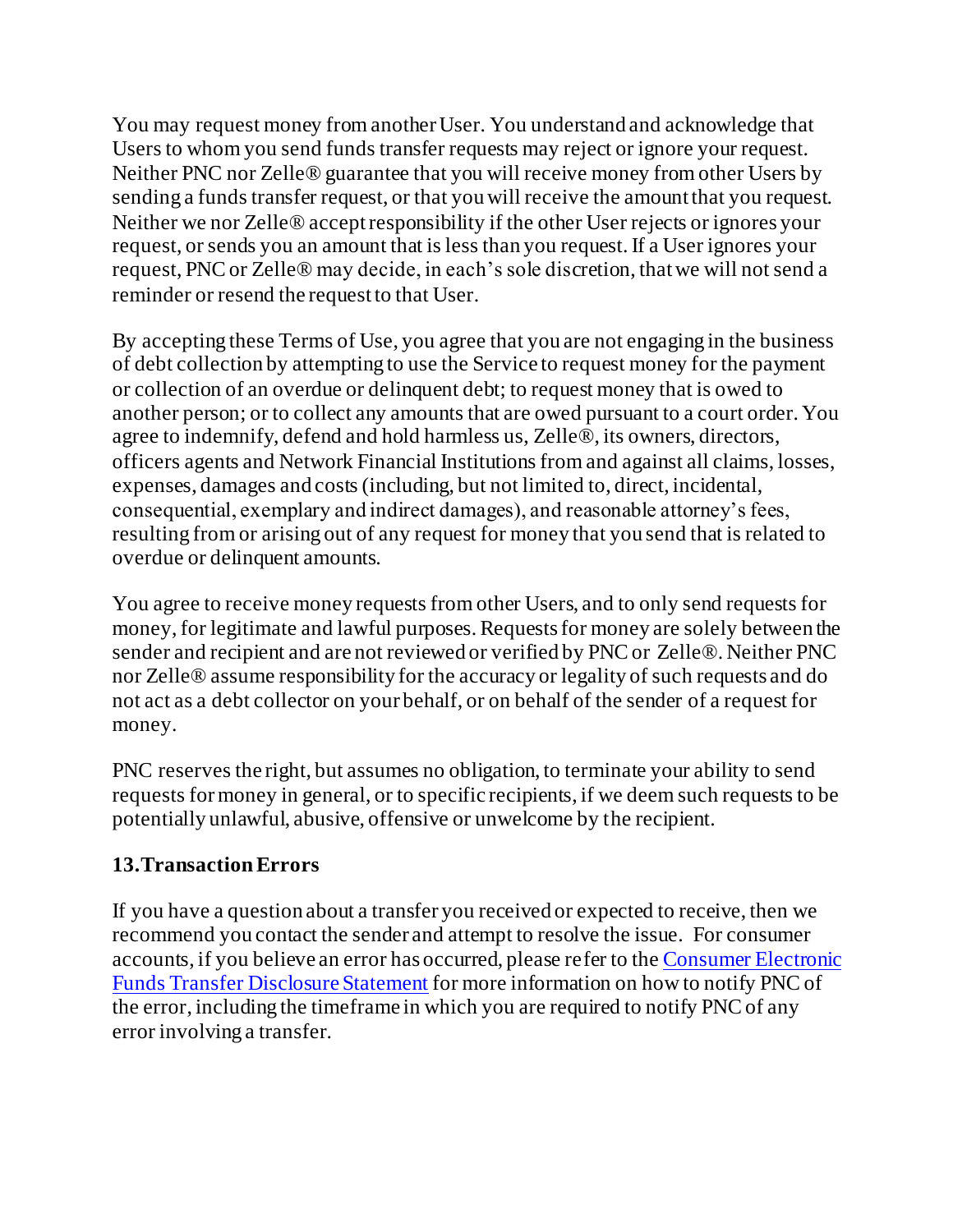You may request money from another User. You understand and acknowledge that Users to whom you send funds transfer requests may reject or ignore your request. Neither PNC nor Zelle® guarantee that you will receive money from other Users by sending a funds transfer request, or that you will receive the amount that you request. Neither we nor Zelle® accept responsibility if the other User rejects or ignores your request, or sends you an amount that is less than you request. If a User ignores your request, PNC or Zelle® may decide, in each's sole discretion, that we will not send a reminder or resend the request to that User.

By accepting these Terms of Use, you agree that you are not engaging in the business of debt collection by attempting to use the Service to request money for the payment or collection of an overdue or delinquent debt; to request money that is owed to another person; or to collect any amounts that are owed pursuant to a court order. You agree to indemnify, defend and hold harmless us, Zelle®, its owners, directors, officers agents and Network Financial Institutions from and against all claims, losses, expenses, damages and costs (including, but not limited to, direct, incidental, consequential, exemplary and indirect damages), and reasonable attorney's fees, resulting from or arising out of any request for money that you send that is related to overdue or delinquent amounts.

You agree to receive money requests from other Users, and to only send requests for money, for legitimate and lawful purposes. Requests for money are solely between the sender and recipient and are not reviewed or verified by PNC or Zelle®. Neither PNC nor Zelle® assume responsibility for the accuracy or legality of such requests and do not act as a debt collector on your behalf, or on behalf of the sender of a request for money.

PNC reserves the right, but assumes no obligation, to terminate your ability to send requests for money in general, or to specific recipients, if we deem such requests to be potentially unlawful, abusive, offensive or unwelcome by the recipient.

**13. Transaction Errors**

If you have a question about a transfer you received or expected to receive, then we recommend you contact the sender and attempt to resolve the issue. For consumer accounts, if you believe an error has occurred, please refer to the Consumer Electronic Funds Transfer Disclosure Statement for more information on how to notify PNC of the error, including the timeframe in which you are required to notify PNC of any error involving a transfer.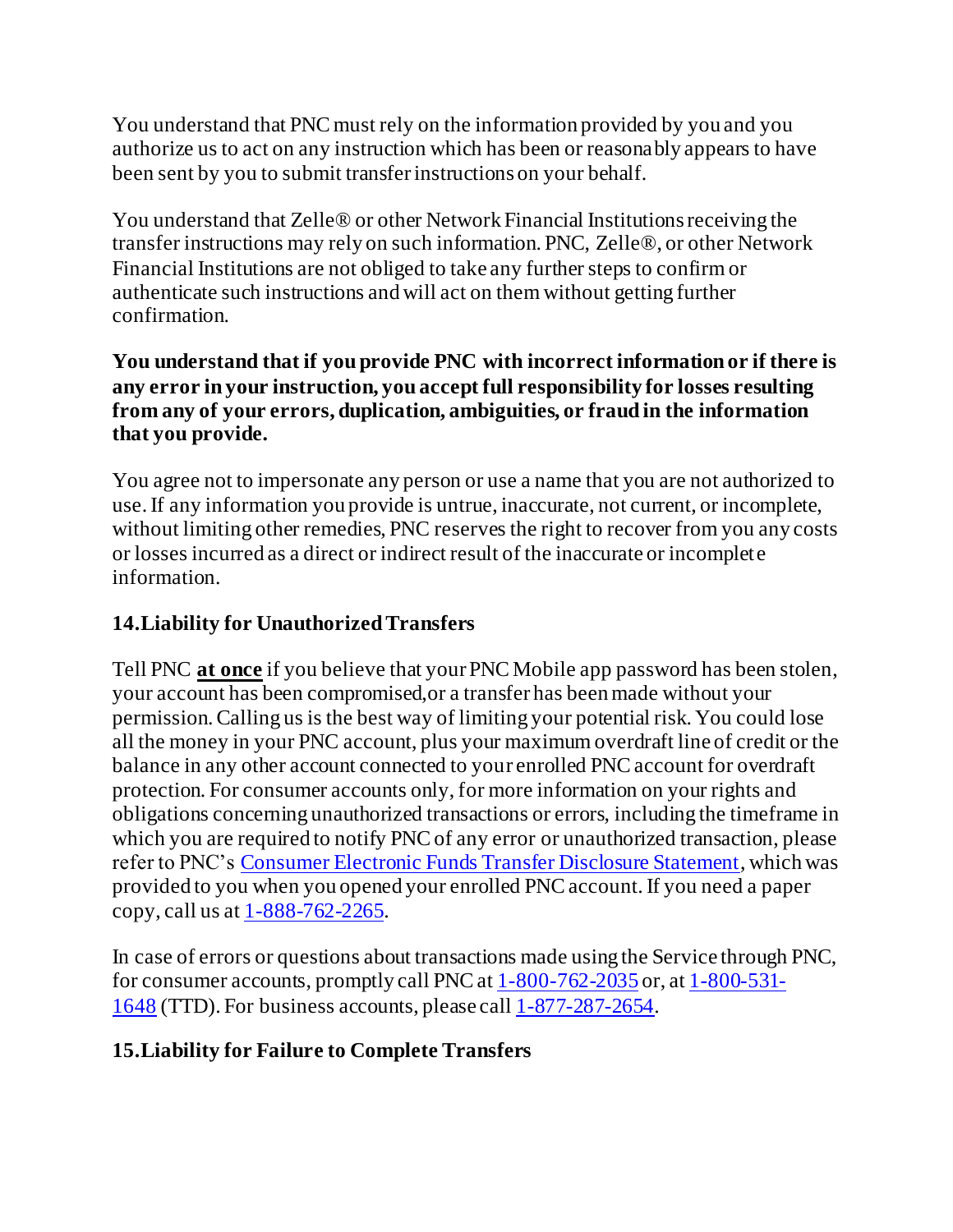You understand that PNC must rely on the information provided by you and you authorize us to act on any instruction which has been or reasonably appears to have been sent by you to submit transfer instructions on your behalf.

You understand that Zelle® or other Network Financial Institutions receiving the transfer instructions may rely on such information. PNC, Zelle®, or other Network Financial Institutions are not obliged to take any further steps to confirm or authenticate such instructions and will act on them without getting further confirmation.

**You understand that if you provide PNC with incorrect information or if there is any error in your instruction, you accept full responsibility for losses resulting from any of your errors, duplication, ambiguities, or fraud in the information that you provide.**

You agree not to impersonate any person or use a name that you are not authorized to use. If any information you provide is untrue, inaccurate, not current, or incomplete, without limiting other remedies, PNC reserves the right to recover from you any costs or losses incurred as a direct or indirect result of the inaccurate or incomplete information.

## 14. Liability for Unauthorized Transfers

Tell PNC **at once** if you believe that your PNC Mobile app password has been stolen, your account has been compromised, or a transfer has been made without your permission. Calling us is the best way of limiting your potential risk. You could lose all the money in your PNC account, plus your maximum overdraft line of credit or the balance in any other account connected to your enrolled PNC account for overdraft protection. For consumer accounts only, for more information on your rights and obligations concerning unauthorized transactions or errors, including the timeframe in which you are required to notify PNC of any error or unauthorized transaction, please refer to PNC's Consumer Electronic Funds Transfer Disclosure Statement, which was provided to you when you opened your enrolled PNC account. If you need a paper copy, call us at 1-888-762-2265.

In case of errors or questions about transactions made using the Service through PNC, for consumer accounts, promptly call PNC at 1-800-762-2035 or, at 1-800-531-1648 (TTD). For business accounts, please call 1-877-287-2654.

## 15. Liability for Failure to Complete Transfers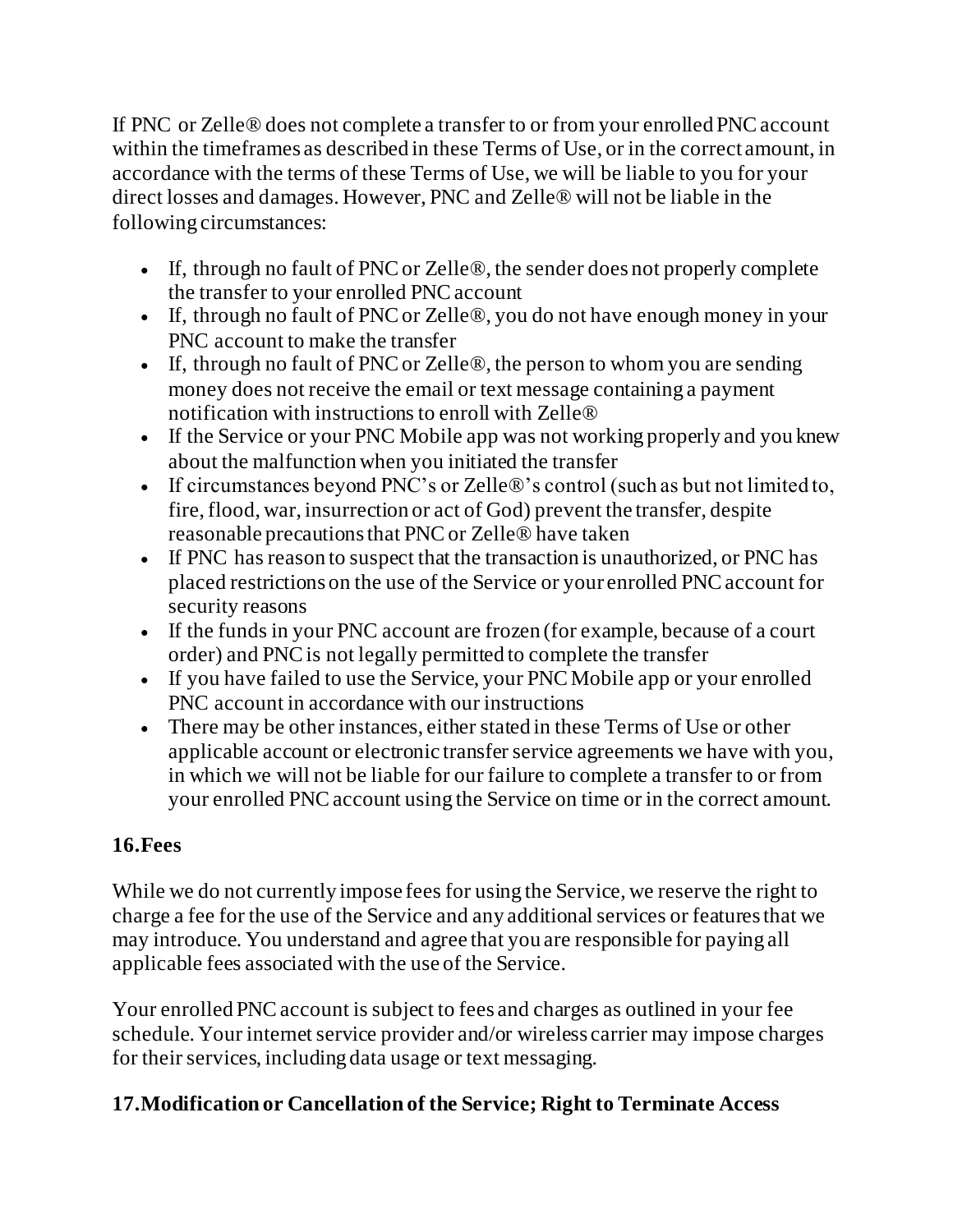If PNC or Zelle® does not complete a transfer to or from your enrolled PNC account within the timeframes as described in these Terms of Use, or in the correct amount, in accordance with the terms of these Terms of Use, we will be liable to you for your direct losses and damages. However, PNC and Zelle® will not be liable in the following circumstances:

- If, through no fault of PNC or Zelle®, the sender does not properly complete the transfer to your enrolled PNC account
- If, through no fault of PNC or Zelle®, you do not have enough money in your PNC account to make the transfer
- If, through no fault of PNC or Zelle®, the person to whom you are sending money does not receive the email or text message containing a payment notification with instructions to enroll with Zelle®
- If the Service or your PNC Mobile app was not working properly and you knew about the malfunction when you initiated the transfer
- If circumstances beyond PNC's or Zelle®'s control (such as but not limited to, fire, flood, war, insurrection or act of God) prevent the transfer, despite reasonable precautions that PNC or Zelle® have taken
- If PNC has reason to suspect that the transaction is unauthorized, or PNC has placed restrictions on the use of the Service or your enrolled PNC account for security reasons
- If the funds in your PNC account are frozen (for example, because of a court order) and PNC is not legally permitted to complete the transfer
- If you have failed to use the Service, your PNC Mobile app or your enrolled PNC account in accordance with our instructions
- There may be other instances, either stated in these Terms of Use or other applicable account or electronic transfer service agreements we have with you, in which we will not be liable for our failure to complete a transfer to or from your enrolled PNC account using the Service on time or in the correct amount.

## 16. Fees

While we do not currently impose fees for using the Service, we reserve the right to charge a fee for the use of the Service and any additional services or features that we may introduce. You understand and agree that you are responsible for paying all applicable fees associated with the use of the Service.

Your enrolled PNC account is subject to fees and charges as outlined in your fee schedule. Your internet service provider and/or wireless carrier may impose charges for their services, including data usage or text messaging.

## 17. Modification or Cancellation of the Service; Right to Terminate Access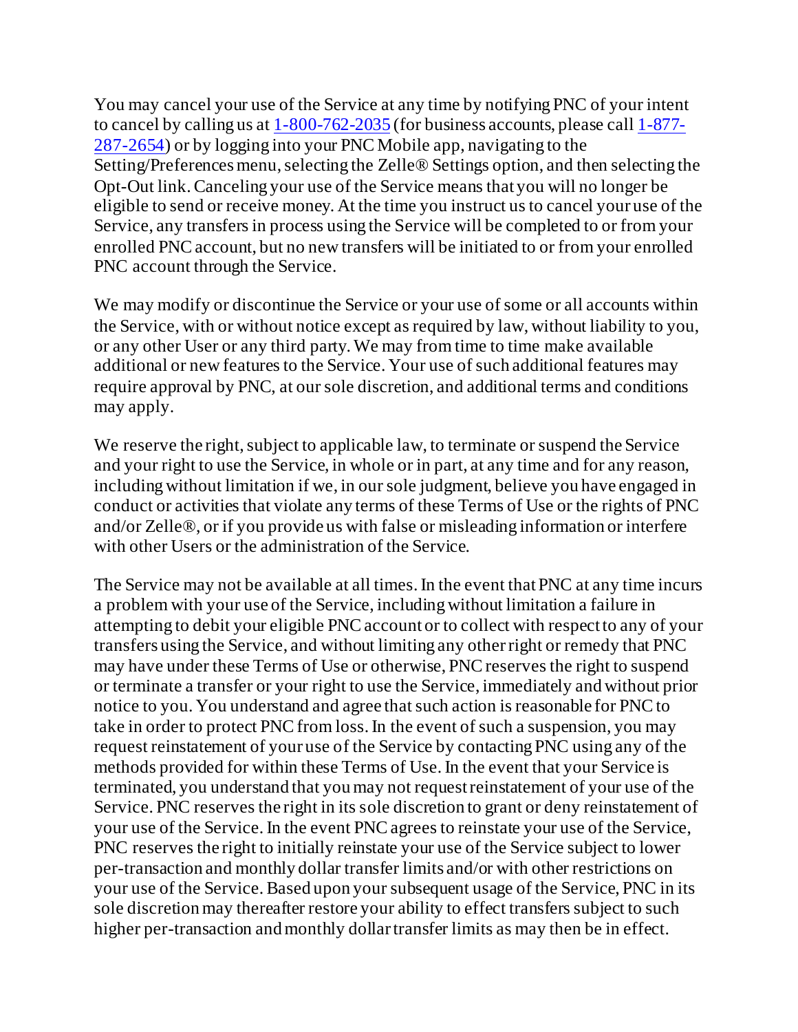You may cancel your use of the Service at any time by notifying PNC of your intent to cancel by calling us at 1-800-762-2035 (for business accounts, please call 1-877-287-2654) or by logging into your PNC Mobile app, navigating to the Setting/Preferences menu, selecting the Zelle® Settings option, and then selecting the Opt-Out link. Canceling your use of the Service means that you will no longer be eligible to send or receive money. At the time you instruct us to cancel your use of the Service, any transfers in process using the Service will be completed to or from your enrolled PNC account, but no new transfers will be initiated to or from your enrolled PNC account through the Service.

We may modify or discontinue the Service or your use of some or all accounts within the Service, with or without notice except as required by law, without liability to you, or any other User or any third party. We may from time to time make available additional or new features to the Service. Your use of such additional features may require approval by PNC, at our sole discretion, and additional terms and conditions may apply.

We reserve the right, subject to applicable law, to terminate or suspend the Service and your right to use the Service, in whole or in part, at any time and for any reason, including without limitation if we, in our sole judgment, believe you have engaged in conduct or activities that violate any terms of these Terms of Use or the rights of PNC and/or Zelle®, or if you provide us with false or misleading information or interfere with other Users or the administration of the Service.

The Service may not be available at all times. In the event that PNC at any time incurs a problem with your use of the Service, including without limitation a failure in attempting to debit your eligible PNC account or to collect with respect to any of your transfers using the Service, and without limiting any other right or remedy that PNC may have under these Terms of Use or otherwise, PNC reserves the right to suspend or terminate a transfer or your right to use the Service, immediately and without prior notice to you. You understand and agree that such action is reasonable for PNC to take in order to protect PNC from loss. In the event of such a suspension, you may request reinstatement of your use of the Service by contacting PNC using any of the methods provided for within these Terms of Use. In the event that your Service is terminated, you understand that you may not request reinstatement of your use of the Service. PNC reserves the right in its sole discretion to grant or deny reinstatement of your use of the Service. In the event PNC agrees to reinstate your use of the Service, PNC reserves the right to initially reinstate your use of the Service subject to lower per-transaction and monthly dollar transfer limits and/or with other restrictions on your use of the Service. Based upon your subsequent usage of the Service, PNC in its sole discretion may thereafter restore your ability to effect transfers subject to such higher per-transaction and monthly dollar transfer limits as may then be in effect.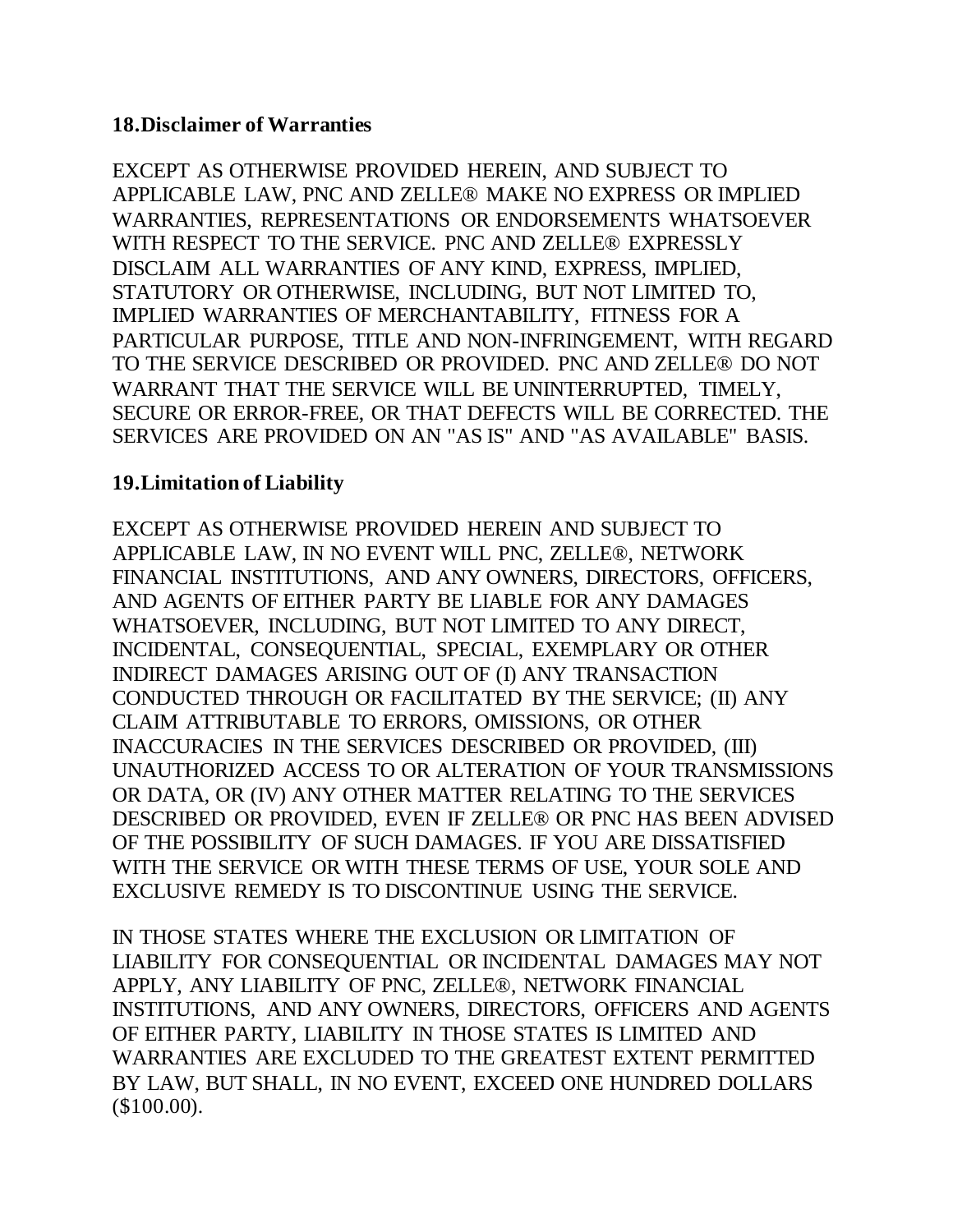## 18. Disclaimer of Warranties

EXCEPT AS OTHERWISE PROVIDED HEREIN, AND SUBJECT TO APPLICABLE LAW, PNC AND ZELLE® MAKE NO EXPRESS OR IMPLIED WARRANTIES, REPRESENTATIONS OR ENDORSEMENTS WHATSOEVER WITH RESPECT TO THE SERVICE. PNC AND ZELLE® EXPRESSLY DISCLAIM ALL WARRANTIES OF ANY KIND, EXPRESS, IMPLIED, STATUTORY OR OTHERWISE, INCLUDING, BUT NOT LIMITED TO, IMPLIED WARRANTIES OF MERCHANTABILITY, FITNESS FOR A PARTICULAR PURPOSE, TITLE AND NON-INFRINGEMENT, WITH REGARD TO THE SERVICE DESCRIBED OR PROVIDED. PNC AND ZELLE® DO NOT WARRANT THAT THE SERVICE WILL BE UNINTERRUPTED, TIMELY, SECURE OR ERROR-FREE, OR THAT DEFECTS WILL BE CORRECTED. THE SERVICES ARE PROVIDED ON AN "AS IS" AND "AS AVAILABLE" BASIS.

## 19. Limitation of Liability

EXCEPT AS OTHERWISE PROVIDED HEREIN AND SUBJECT TO APPLICABLE LAW, IN NO EVENT WILL PNC, ZELLE®, NETWORK FINANCIAL INSTITUTIONS, AND ANY OWNERS, DIRECTORS, OFFICERS, AND AGENTS OF EITHER PARTY BE LIABLE FOR ANY DAMAGES WHATSOEVER, INCLUDING, BUT NOT LIMITED TO ANY DIRECT, INCIDENTAL, CONSEQUENTIAL, SPECIAL, EXEMPLARY OR OTHER INDIRECT DAMAGES ARISING OUT OF (I) ANY TRANSACTION CONDUCTED THROUGH OR FACILITATED BY THE SERVICE; (II) ANY CLAIM ATTRIBUTABLE TO ERRORS, OMISSIONS, OR OTHER INACCURACIES IN THE SERVICES DESCRIBED OR PROVIDED, (III) UNAUTHORIZED ACCESS TO OR ALTERATION OF YOUR TRANSMISSIONS OR DATA, OR (IV) ANY OTHER MATTER RELATING TO THE SERVICES DESCRIBED OR PROVIDED, EVEN IF ZELLE® OR PNC HAS BEEN ADVISED OF THE POSSIBILITY OF SUCH DAMAGES. IF YOU ARE DISSATISFIED WITH THE SERVICE OR WITH THESE TERMS OF USE, YOUR SOLE AND EXCLUSIVE REMEDY IS TO DISCONTINUE USING THE SERVICE.

IN THOSE STATES WHERE THE EXCLUSION OR LIMITATION OF LIABILITY FOR CONSEQUENTIAL OR INCIDENTAL DAMAGES MAY NOT APPLY, ANY LIABILITY OF PNC, ZELLE®, NETWORK FINANCIAL INSTITUTIONS, AND ANY OWNERS, DIRECTORS, OFFICERS AND AGENTS OF EITHER PARTY, LIABILITY IN THOSE STATES IS LIMITED AND WARRANTIES ARE EXCLUDED TO THE GREATEST EXTENT PERMITTED BY LAW, BUT SHALL, IN NO EVENT, EXCEED ONE HUNDRED DOLLARS ($100.00).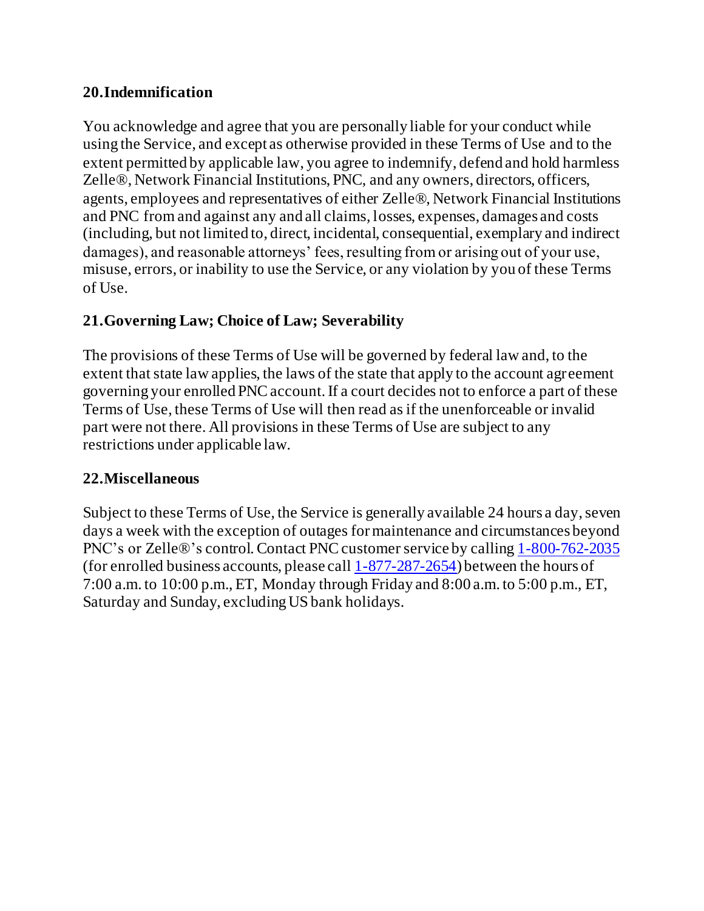## 20. Indemnification

You acknowledge and agree that you are personally liable for your conduct while using the Service, and except as otherwise provided in these Terms of Use and to the extent permitted by applicable law, you agree to indemnify, defend and hold harmless Zelle®, Network Financial Institutions, PNC, and any owners, directors, officers, agents, employees and representatives of either Zelle®, Network Financial Institutions and PNC from and against any and all claims, losses, expenses, damages and costs (including, but not limited to, direct, incidental, consequential, exemplary and indirect damages), and reasonable attorneys' fees, resulting from or arising out of your use, misuse, errors, or inability to use the Service, or any violation by you of these Terms of Use.

## 21. Governing Law; Choice of Law; Severability

The provisions of these Terms of Use will be governed by federal law and, to the extent that state law applies, the laws of the state that apply to the account agreement governing your enrolled PNC account. If a court decides not to enforce a part of these Terms of Use, these Terms of Use will then read as if the unenforceable or invalid part were not there. All provisions in these Terms of Use are subject to any restrictions under applicable law.

## 22. Miscellaneous

Subject to these Terms of Use, the Service is generally available 24 hours a day, seven days a week with the exception of outages for maintenance and circumstances beyond PNC's or Zelle®'s control. Contact PNC customer service by calling 1-800-762-2035 (for enrolled business accounts, please call 1-877-287-2654) between the hours of 7:00 a.m. to 10:00 p.m., ET, Monday through Friday and 8:00 a.m. to 5:00 p.m., ET, Saturday and Sunday, excluding US bank holidays.